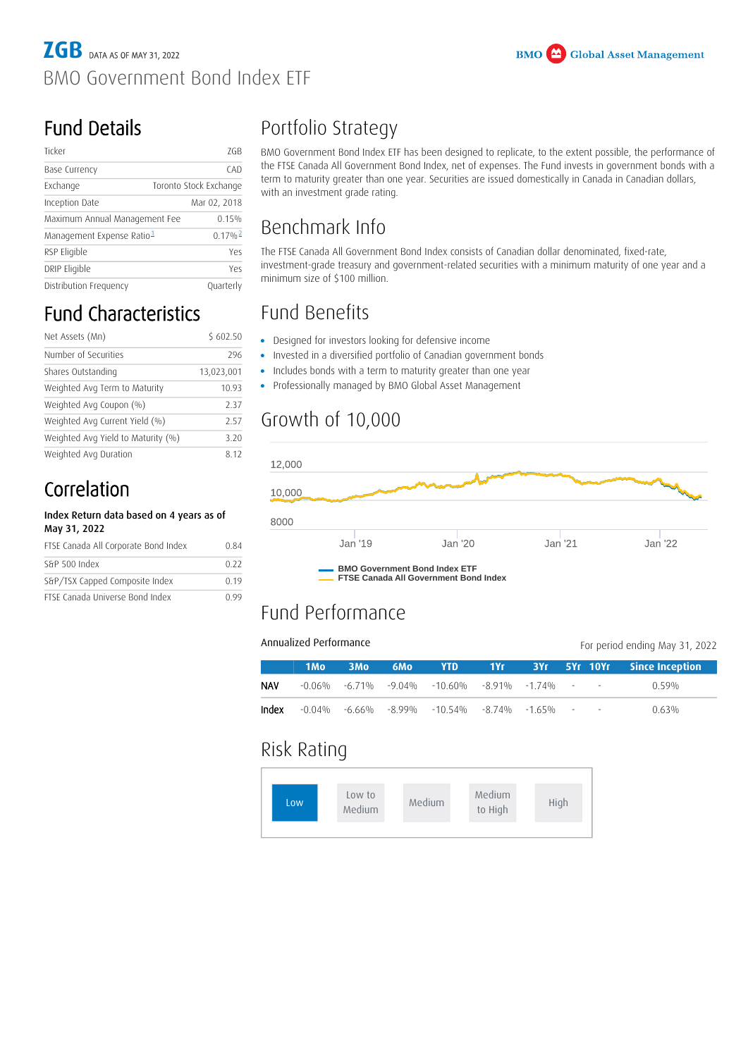# ZGB DATA AS OF MAY 31, 2022

BMO Government Bond Index ETF

BMO Global Asset Management

## Fund Details

| Ticker | ZGB |
|---|---|
| Base Currency | CAD |
| Exchange | Toronto Stock Exchange |
| Inception Date | Mar 02, 2018 |
| Maximum Annual Management Fee | 0.15% |
| Management Expense Ratio[1] | 0.17%[2] |
| RSP Eligible | Yes |
| DRIP Eligible | Yes |
| Distribution Frequency | Quarterly |

## Fund Characteristics

| Net Assets (Mn) | $ 602.50 |
|---|---|
| Number of Securities | 296 |
| Shares Outstanding | 13,023,001 |
| Weighted Avg Term to Maturity | 10.93 |
| Weighted Avg Coupon (%) | 2.37 |
| Weighted Avg Current Yield (%) | 2.57 |
| Weighted Avg Yield to Maturity (%) | 3.20 |
| Weighted Avg Duration | 8.12 |

## Correlation

**Index Return data based on 4 years as of May 31, 2022**

| FTSE Canada All Corporate Bond Index | 0.84 |
|---|---|
| S&P 500 Index | 0.22 |
| S&P/TSX Capped Composite Index | 0.19 |
| FTSE Canada Universe Bond Index | 0.99 |

## Portfolio Strategy

BMO Government Bond Index ETF has been designed to replicate, to the extent possible, the performance of the FTSE Canada All Government Bond Index, net of expenses. The Fund invests in government bonds with a term to maturity greater than one year. Securities are issued domestically in Canada in Canadian dollars, with an investment grade rating.

## Benchmark Info

The FTSE Canada All Government Bond Index consists of Canadian dollar denominated, fixed-rate, investment-grade treasury and government-related securities with a minimum maturity of one year and a minimum size of $100 million.

## Fund Benefits

- Designed for investors looking for defensive income
- Invested in a diversified portfolio of Canadian government bonds
- Includes bonds with a term to maturity greater than one year
- Professionally managed by BMO Global Asset Management

## Growth of 10,000

12,000
10,000
8000

Jan '19 Jan '20 Jan '21 Jan '22

BMO Government Bond Index ETF
FTSE Canada All Government Bond Index

## Fund Performance

Annualized Performance

For period ending May 31, 2022

| | 1Mo | 3Mo | 6Mo | YTD | 1Yr | 3Yr | 5Yr | 10Yr | Since Inception |
|---|---|---|---|---|---|---|---|---|---|
| NAV | -0.06% | -6.71% | -9.04% | -10.60% | -8.91% | -1.74% | - | - | 0.59% |
| Index | -0.04% | -6.66% | -8.99% | -10.54% | -8.74% | -1.65% | - | - | 0.63% |

## Risk Rating

Low | Low to Medium | Medium | Medium to High | High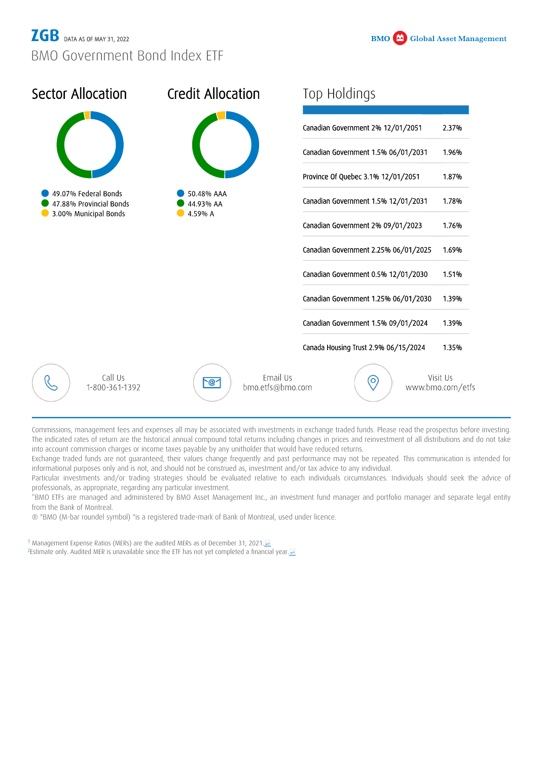ZGB DATA AS OF MAY 31, 2022

# BMO Government Bond Index ETF

BMO Global Asset Management

## Sector Allocation

49.07% Federal Bonds
47.88% Provincial Bonds
3.00% Municipal Bonds

## Credit Allocation

50.48% AAA
44.93% AA
4.59% A

## Top Holdings

| | |
|---|---|
| Canadian Government 2% 12/01/2051 | 2.37% |
| Canadian Government 1.5% 06/01/2031 | 1.96% |
| Province Of Quebec 3.1% 12/01/2051 | 1.87% |
| Canadian Government 1.5% 12/01/2031 | 1.78% |
| Canadian Government 2% 09/01/2023 | 1.76% |
| Canadian Government 2.25% 06/01/2025 | 1.69% |
| Canadian Government 0.5% 12/01/2030 | 1.51% |
| Canadian Government 1.25% 06/01/2030 | 1.39% |
| Canadian Government 1.5% 09/01/2024 | 1.39% |
| Canada Housing Trust 2.9% 06/15/2024 | 1.35% |

Call Us
1-800-361-1392

Email Us
bmo.etfs@bmo.com

Visit Us
www.bmo.com/etfs

Commissions, management fees and expenses all may be associated with investments in exchange traded funds. Please read the prospectus before investing. The indicated rates of return are the historical annual compound total returns including changes in prices and reinvestment of all distributions and do not take into account commission charges or income taxes payable by any unitholder that would have reduced returns.
Exchange traded funds are not guaranteed, their values change frequently and past performance may not be repeated. This communication is intended for informational purposes only and is not, and should not be construed as, investment and/or tax advice to any individual.
Particular investments and/or trading strategies should be evaluated relative to each individuals circumstances. Individuals should seek the advice of professionals, as appropriate, regarding any particular investment.
*BMO ETFs are managed and administered by BMO Asset Management Inc., an investment fund manager and portfolio manager and separate legal entity from the Bank of Montreal.
® "BMO (M-bar roundel symbol) "is a registered trade-mark of Bank of Montreal, used under licence.

[1] Management Expense Ratios (MERs) are the audited MERs as of December 31, 2021. ↩
[2] Estimate only. Audited MER is unavailable since the ETF has not yet completed a financial year. ↩